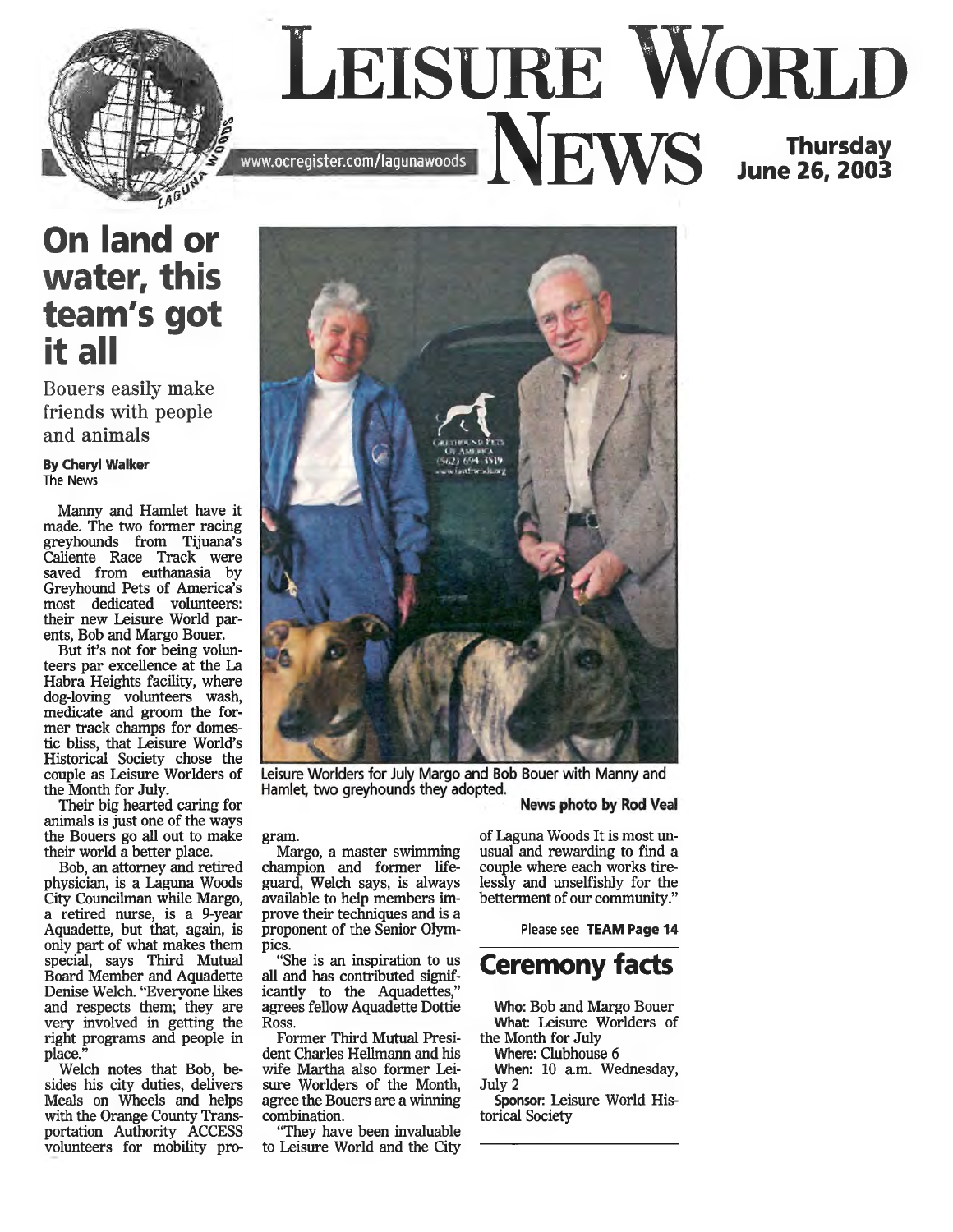# LEISURE WORLD NEWS

www.ocregister.com/lagunawoods

**Thursday June 26, 2003**

## On land or water, this team's got it all

### Bouers easily make friends with people and animals

**By Cheryl Walker**
The News

Manny and Hamlet have it made. The two former racing greyhounds from Tijuana's Caliente Race Track were saved from euthanasia by Greyhound Pets of America's most dedicated volunteers: their new Leisure World parents, Bob and Margo Bouer.

But it's not for being volunteers par excellence at the La Habra Heights facility, where dog-loving volunteers wash, medicate and groom the former track champs for domestic bliss, that Leisure World's Historical Society chose the couple as Leisure Worlders of the Month for July.

Their big hearted caring for animals is just one of the ways the Bouers go all out to make their world a better place.

Bob, an attorney and retired physician, is a Laguna Woods City Councilman while Margo, a retired nurse, is a 9-year Aquadette, but that, again, is only part of what makes them special, says Third Mutual Board Member and Aquadette Denise Welch. "Everyone likes and respects them; they are very involved in getting the right programs and people in place."

Welch notes that Bob, besides his city duties, delivers Meals on Wheels and helps with the Orange County Transportation Authority ACCESS volunteers for mobility program.

Margo, a master swimming champion and former lifeguard, Welch says, is always available to help members improve their techniques and is a proponent of the Senior Olympics.

"She is an inspiration to us all and has contributed significantly to the Aquadettes," agrees fellow Aquadette Dottie Ross.

Former Third Mutual President Charles Hellmann and his wife Martha also former Leisure Worlders of the Month, agree the Bouers are a winning combination.

"They have been invaluable to Leisure World and the City of Laguna Woods It is most unusual and rewarding to find a couple where each works tirelessly and unselfishly for the betterment of our community."

Please see **TEAM Page 14**

Leisure Worlders for July Margo and Bob Bouer with Manny and Hamlet, two greyhounds they adopted.

**News photo by Rod Veal**

## Ceremony facts

**Who:** Bob and Margo Bouer

**What:** Leisure Worlders of the Month for July

**Where:** Clubhouse 6

**When:** 10 a.m. Wednesday, July 2

**Sponsor:** Leisure World Historical Society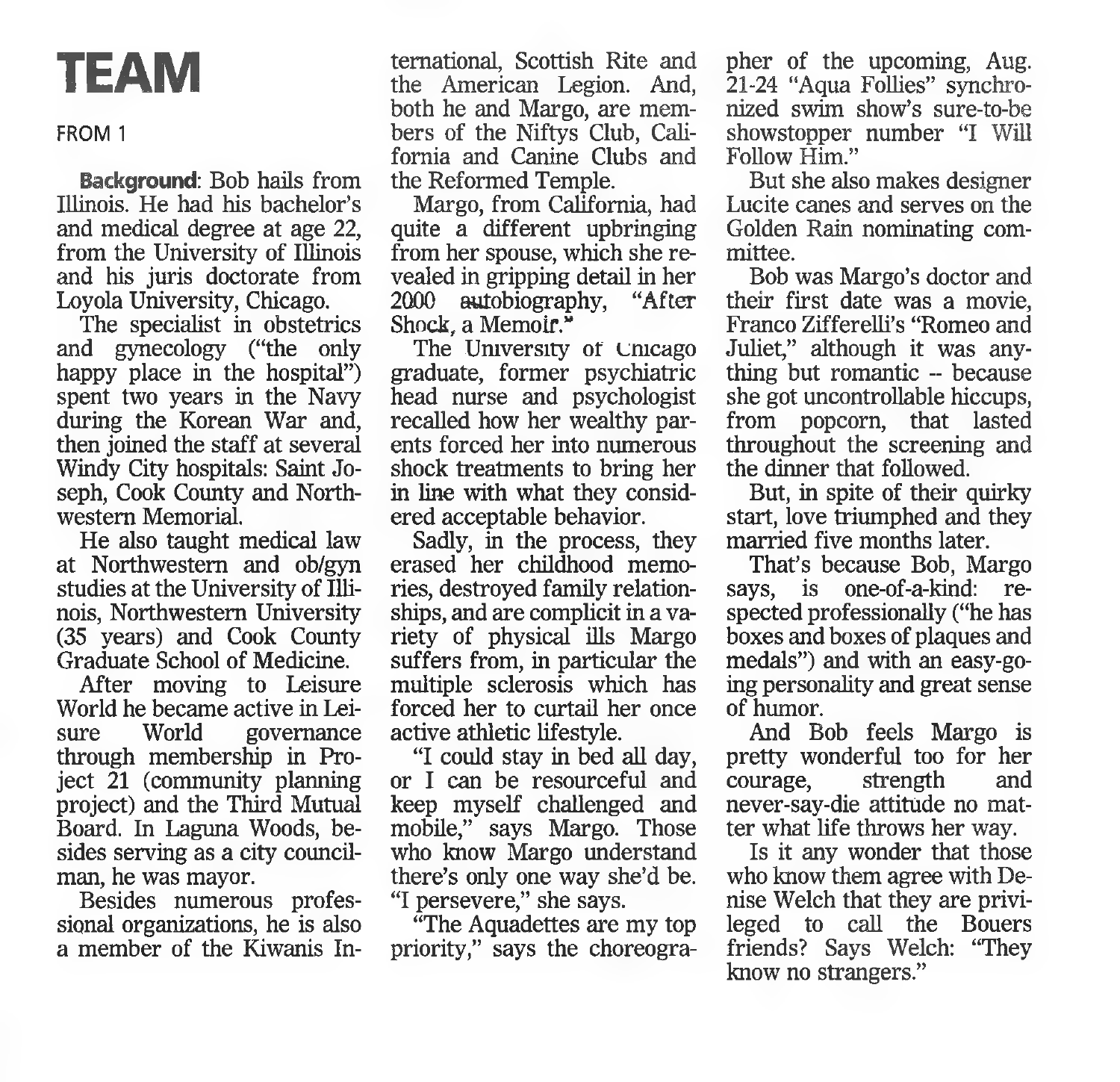# TEAM

FROM 1

**Background**: Bob hails from Illinois. He had his bachelor's and medical degree at age 22, from the University of Illinois and his juris doctorate from Loyola University, Chicago.

The specialist in obstetrics and gynecology ("the only happy place in the hospital") spent two years in the Navy during the Korean War and, then joined the staff at several Windy City hospitals: Saint Joseph, Cook County and Northwestern Memorial.

He also taught medical law at Northwestern and ob/gyn studies at the University of Illinois, Northwestern University (35 years) and Cook County Graduate School of Medicine.

After moving to Leisure World he became active in Leisure World governance through membership in Project 21 (community planning project) and the Third Mutual Board. In Laguna Woods, besides serving as a city councilman, he was mayor.

Besides numerous professional organizations, he is also a member of the Kiwanis International, Scottish Rite and the American Legion. And, both he and Margo, are members of the Niftys Club, California and Canine Clubs and the Reformed Temple.

Margo, from California, had quite a different upbringing from her spouse, which she revealed in gripping detail in her 2000 autobiography, "After Shock, a Memoir."

The University of Chicago graduate, former psychiatric head nurse and psychologist recalled how her wealthy parents forced her into numerous shock treatments to bring her in line with what they considered acceptable behavior.

Sadly, in the process, they erased her childhood memories, destroyed family relationships, and are complicit in a variety of physical ills Margo suffers from, in particular the multiple sclerosis which has forced her to curtail her once active athletic lifestyle.

"I could stay in bed all day, or I can be resourceful and keep myself challenged and mobile," says Margo. Those who know Margo understand there's only one way she'd be. "I persevere," she says.

"The Aquadettes are my top priority," says the choreographer of the upcoming, Aug. 21-24 "Aqua Follies" synchronized swim show's sure-to-be showstopper number "I Will Follow Him."

But she also makes designer Lucite canes and serves on the Golden Rain nominating committee.

Bob was Margo's doctor and their first date was a movie, Franco Zifferelli's "Romeo and Juliet," although it was anything but romantic -- because she got uncontrollable hiccups, from popcorn, that lasted throughout the screening and the dinner that followed.

But, in spite of their quirky start, love triumphed and they married five months later.

That's because Bob, Margo says, is one-of-a-kind: respected professionally ("he has boxes and boxes of plaques and medals") and with an easy-going personality and great sense of humor.

And Bob feels Margo is pretty wonderful too for her courage, strength and never-say-die attitude no matter what life throws her way.

Is it any wonder that those who know them agree with Denise Welch that they are privileged to call the Bouers friends? Says Welch: "They know no strangers."